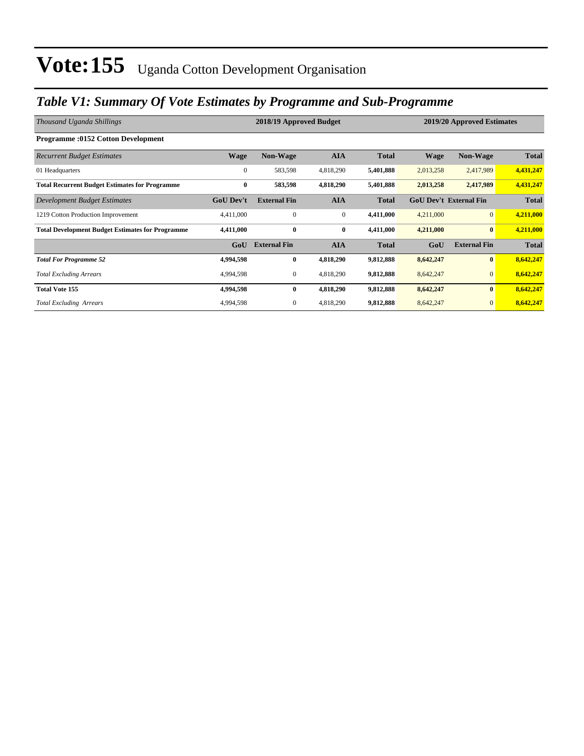# Vote:155 Uganda Cotton Development Organisation

## *Table V1: Summary Of Vote Estimates by Programme and Sub-Programme*

| *Thousand Uganda Shillings* | 2018/19 Approved Budget | | | | 2019/20 Approved Estimates | | |
|---|---|---|---|---|---|---|---|
| **Programme :0152 Cotton Development** | | | | | | | |
| *Recurrent Budget Estimates* | **Wage** | **Non-Wage** | **AIA** | **Total** | **Wage** | **Non-Wage** | **Total** |
| 01 Headquarters | 0 | 583,598 | 4,818,290 | **5,401,888** | 2,013,258 | 2,417,989 | **4,431,247** |
| **Total Recurrent Budget Estimates for Programme** | **0** | **583,598** | **4,818,290** | **5,401,888** | **2,013,258** | **2,417,989** | **4,431,247** |
| *Development Budget Estimates* | **GoU Dev't** | **External Fin** | **AIA** | **Total** | **GoU Dev't** | **External Fin** | **Total** |
| 1219 Cotton Production Improvement | 4,411,000 | 0 | 0 | **4,411,000** | 4,211,000 | 0 | **4,211,000** |
| **Total Development Budget Estimates for Programme** | **4,411,000** | **0** | **0** | **4,411,000** | **4,211,000** | **0** | **4,211,000** |
| | **GoU** | **External Fin** | **AIA** | **Total** | **GoU** | **External Fin** | **Total** |
| ***Total For Programme 52*** | **4,994,598** | **0** | **4,818,290** | **9,812,888** | **8,642,247** | **0** | **8,642,247** |
| *Total Excluding Arrears* | 4,994,598 | 0 | 4,818,290 | **9,812,888** | 8,642,247 | 0 | **8,642,247** |
| **Total Vote 155** | **4,994,598** | **0** | **4,818,290** | **9,812,888** | **8,642,247** | **0** | **8,642,247** |
| *Total Excluding Arrears* | 4,994,598 | 0 | 4,818,290 | **9,812,888** | 8,642,247 | 0 | **8,642,247** |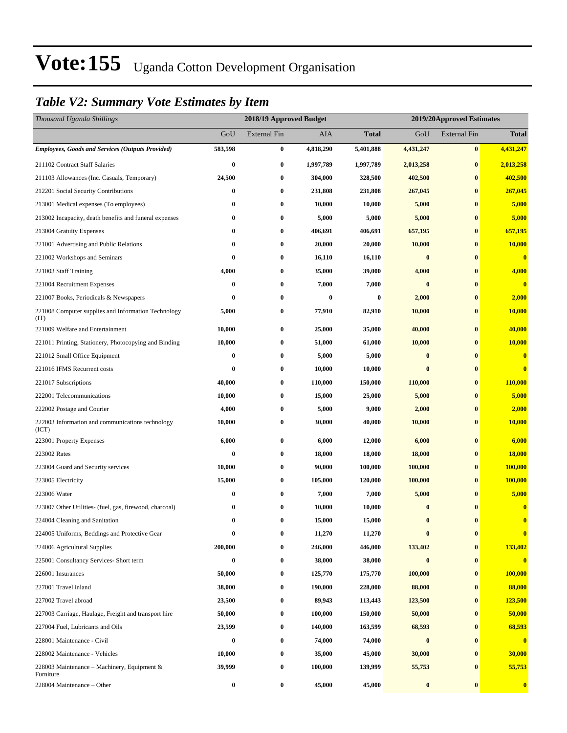# Vote:155 Uganda Cotton Development Organisation

## *Table V2: Summary Vote Estimates by Item*

| *Thousand Uganda Shillings* | 2018/19 Approved Budget | | | | 2019/20Approved Estimates | | |
|---|---|---|---|---|---|---|---|
| | GoU | External Fin | AIA | **Total** | GoU | External Fin | **Total** |
| ***Employees, Goods and Services (Outputs Provided)*** | **583,598** | **0** | **4,818,290** | **5,401,888** | **4,431,247** | **0** | **4,431,247** |
| 211102 Contract Staff Salaries | **0** | **0** | **1,997,789** | **1,997,789** | **2,013,258** | **0** | **2,013,258** |
| 211103 Allowances (Inc. Casuals, Temporary) | **24,500** | **0** | **304,000** | **328,500** | **402,500** | **0** | **402,500** |
| 212201 Social Security Contributions | **0** | **0** | **231,808** | **231,808** | **267,045** | **0** | **267,045** |
| 213001 Medical expenses (To employees) | **0** | **0** | **10,000** | **10,000** | **5,000** | **0** | **5,000** |
| 213002 Incapacity, death benefits and funeral expenses | **0** | **0** | **5,000** | **5,000** | **5,000** | **0** | **5,000** |
| 213004 Gratuity Expenses | **0** | **0** | **406,691** | **406,691** | **657,195** | **0** | **657,195** |
| 221001 Advertising and Public Relations | **0** | **0** | **20,000** | **20,000** | **10,000** | **0** | **10,000** |
| 221002 Workshops and Seminars | **0** | **0** | **16,110** | **16,110** | **0** | **0** | **0** |
| 221003 Staff Training | **4,000** | **0** | **35,000** | **39,000** | **4,000** | **0** | **4,000** |
| 221004 Recruitment Expenses | **0** | **0** | **7,000** | **7,000** | **0** | **0** | **0** |
| 221007 Books, Periodicals & Newspapers | **0** | **0** | **0** | **0** | **2,000** | **0** | **2,000** |
| 221008 Computer supplies and Information Technology (IT) | **5,000** | **0** | **77,910** | **82,910** | **10,000** | **0** | **10,000** |
| 221009 Welfare and Entertainment | **10,000** | **0** | **25,000** | **35,000** | **40,000** | **0** | **40,000** |
| 221011 Printing, Stationery, Photocopying and Binding | **10,000** | **0** | **51,000** | **61,000** | **10,000** | **0** | **10,000** |
| 221012 Small Office Equipment | **0** | **0** | **5,000** | **5,000** | **0** | **0** | **0** |
| 221016 IFMS Recurrent costs | **0** | **0** | **10,000** | **10,000** | **0** | **0** | **0** |
| 221017 Subscriptions | **40,000** | **0** | **110,000** | **150,000** | **110,000** | **0** | **110,000** |
| 222001 Telecommunications | **10,000** | **0** | **15,000** | **25,000** | **5,000** | **0** | **5,000** |
| 222002 Postage and Courier | **4,000** | **0** | **5,000** | **9,000** | **2,000** | **0** | **2,000** |
| 222003 Information and communications technology (ICT) | **10,000** | **0** | **30,000** | **40,000** | **10,000** | **0** | **10,000** |
| 223001 Property Expenses | **6,000** | **0** | **6,000** | **12,000** | **6,000** | **0** | **6,000** |
| 223002 Rates | **0** | **0** | **18,000** | **18,000** | **18,000** | **0** | **18,000** |
| 223004 Guard and Security services | **10,000** | **0** | **90,000** | **100,000** | **100,000** | **0** | **100,000** |
| 223005 Electricity | **15,000** | **0** | **105,000** | **120,000** | **100,000** | **0** | **100,000** |
| 223006 Water | **0** | **0** | **7,000** | **7,000** | **5,000** | **0** | **5,000** |
| 223007 Other Utilities- (fuel, gas, firewood, charcoal) | **0** | **0** | **10,000** | **10,000** | **0** | **0** | **0** |
| 224004 Cleaning and Sanitation | **0** | **0** | **15,000** | **15,000** | **0** | **0** | **0** |
| 224005 Uniforms, Beddings and Protective Gear | **0** | **0** | **11,270** | **11,270** | **0** | **0** | **0** |
| 224006 Agricultural Supplies | **200,000** | **0** | **246,000** | **446,000** | **133,402** | **0** | **133,402** |
| 225001 Consultancy Services- Short term | **0** | **0** | **38,000** | **38,000** | **0** | **0** | **0** |
| 226001 Insurances | **50,000** | **0** | **125,770** | **175,770** | **100,000** | **0** | **100,000** |
| 227001 Travel inland | **38,000** | **0** | **190,000** | **228,000** | **88,000** | **0** | **88,000** |
| 227002 Travel abroad | **23,500** | **0** | **89,943** | **113,443** | **123,500** | **0** | **123,500** |
| 227003 Carriage, Haulage, Freight and transport hire | **50,000** | **0** | **100,000** | **150,000** | **50,000** | **0** | **50,000** |
| 227004 Fuel, Lubricants and Oils | **23,599** | **0** | **140,000** | **163,599** | **68,593** | **0** | **68,593** |
| 228001 Maintenance - Civil | **0** | **0** | **74,000** | **74,000** | **0** | **0** | **0** |
| 228002 Maintenance - Vehicles | **10,000** | **0** | **35,000** | **45,000** | **30,000** | **0** | **30,000** |
| 228003 Maintenance – Machinery, Equipment & Furniture | **39,999** | **0** | **100,000** | **139,999** | **55,753** | **0** | **55,753** |
| 228004 Maintenance – Other | **0** | **0** | **45,000** | **45,000** | **0** | **0** | **0** |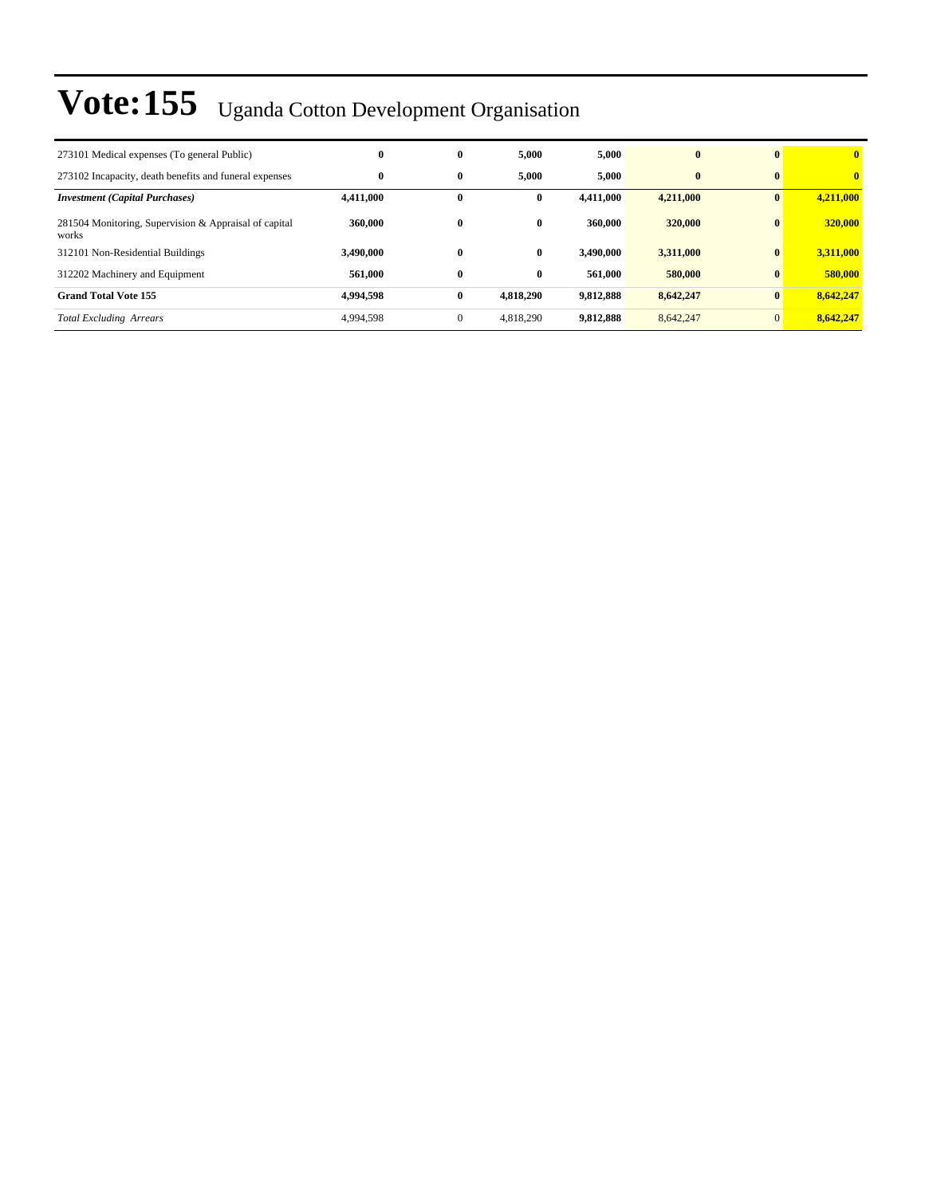# Vote:155 Uganda Cotton Development Organisation

| | | | | | | | |
|---|---|---|---|---|---|---|---|
| 273101 Medical expenses (To general Public) | **0** | **0** | **5,000** | **5,000** | **0** | **0** | **0** |
| 273102 Incapacity, death benefits and funeral expenses | **0** | **0** | **5,000** | **5,000** | **0** | **0** | **0** |
| ***Investment (Capital Purchases)*** | **4,411,000** | **0** | **0** | **4,411,000** | **4,211,000** | **0** | **4,211,000** |
| 281504 Monitoring, Supervision & Appraisal of capital works | **360,000** | **0** | **0** | **360,000** | **320,000** | **0** | **320,000** |
| 312101 Non-Residential Buildings | **3,490,000** | **0** | **0** | **3,490,000** | **3,311,000** | **0** | **3,311,000** |
| 312202 Machinery and Equipment | **561,000** | **0** | **0** | **561,000** | **580,000** | **0** | **580,000** |
| **Grand Total Vote 155** | **4,994,598** | **0** | **4,818,290** | **9,812,888** | **8,642,247** | **0** | **8,642,247** |
| *Total Excluding Arrears* | 4,994,598 | 0 | 4,818,290 | **9,812,888** | 8,642,247 | 0 | **8,642,247** |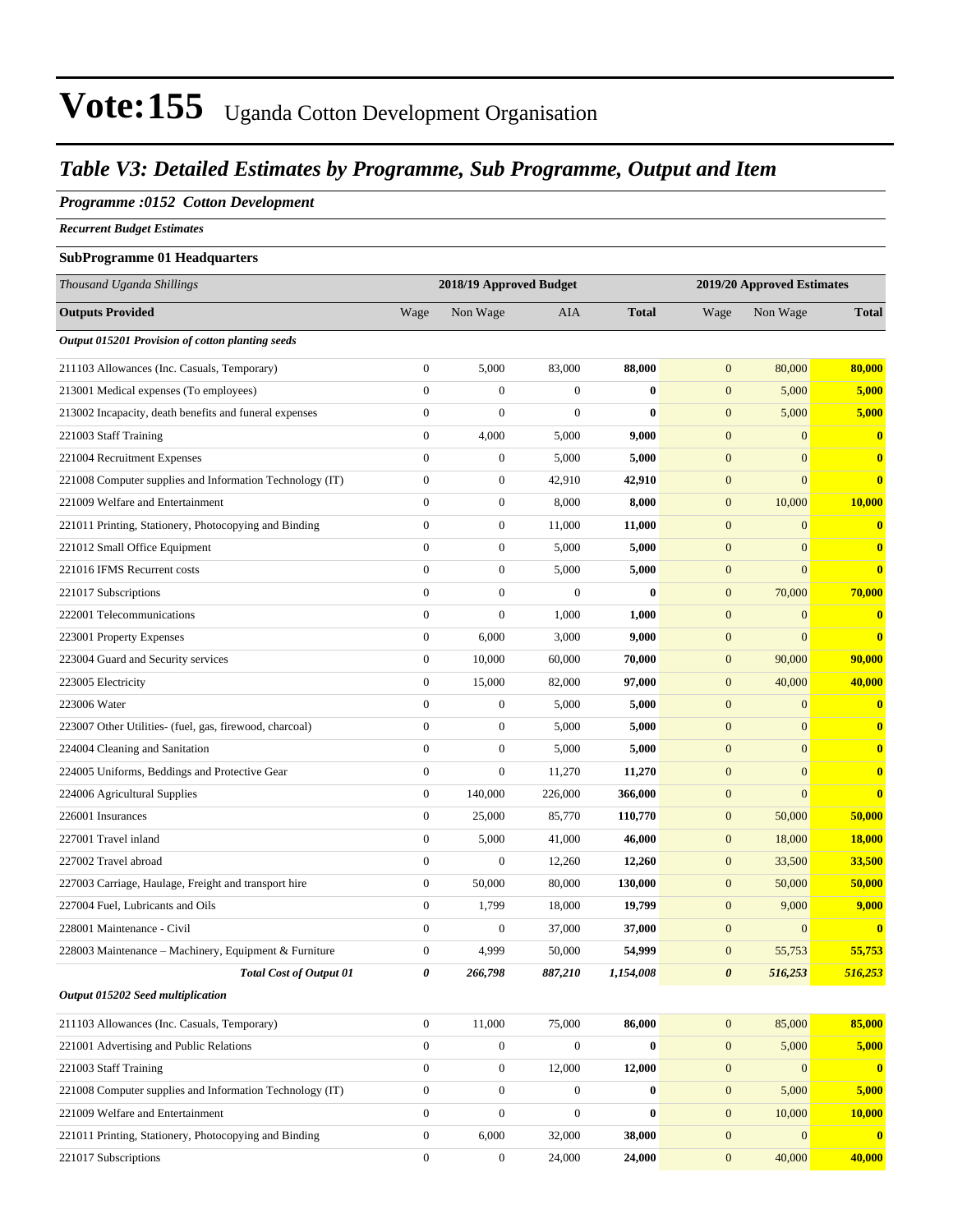# Vote:155 Uganda Cotton Development Organisation

## *Table V3: Detailed Estimates by Programme, Sub Programme, Output and Item*

### *Programme :0152 Cotton Development*

***Recurrent Budget Estimates***

**SubProgramme 01 Headquarters**

| *Thousand Uganda Shillings* | 2018/19 Approved Budget | | | | 2019/20 Approved Estimates | | |
|---|---|---|---|---|---|---|---|
| **Outputs Provided** | Wage | Non Wage | AIA | **Total** | Wage | Non Wage | **Total** |
| ***Output 015201 Provision of cotton planting seeds*** | | | | | | | |
| 211103 Allowances (Inc. Casuals, Temporary) | 0 | 5,000 | 83,000 | **88,000** | 0 | 80,000 | **80,000** |
| 213001 Medical expenses (To employees) | 0 | 0 | 0 | **0** | 0 | 5,000 | **5,000** |
| 213002 Incapacity, death benefits and funeral expenses | 0 | 0 | 0 | **0** | 0 | 5,000 | **5,000** |
| 221003 Staff Training | 0 | 4,000 | 5,000 | **9,000** | 0 | 0 | **0** |
| 221004 Recruitment Expenses | 0 | 0 | 5,000 | **5,000** | 0 | 0 | **0** |
| 221008 Computer supplies and Information Technology (IT) | 0 | 0 | 42,910 | **42,910** | 0 | 0 | **0** |
| 221009 Welfare and Entertainment | 0 | 0 | 8,000 | **8,000** | 0 | 10,000 | **10,000** |
| 221011 Printing, Stationery, Photocopying and Binding | 0 | 0 | 11,000 | **11,000** | 0 | 0 | **0** |
| 221012 Small Office Equipment | 0 | 0 | 5,000 | **5,000** | 0 | 0 | **0** |
| 221016 IFMS Recurrent costs | 0 | 0 | 5,000 | **5,000** | 0 | 0 | **0** |
| 221017 Subscriptions | 0 | 0 | 0 | **0** | 0 | 70,000 | **70,000** |
| 222001 Telecommunications | 0 | 0 | 1,000 | **1,000** | 0 | 0 | **0** |
| 223001 Property Expenses | 0 | 6,000 | 3,000 | **9,000** | 0 | 0 | **0** |
| 223004 Guard and Security services | 0 | 10,000 | 60,000 | **70,000** | 0 | 90,000 | **90,000** |
| 223005 Electricity | 0 | 15,000 | 82,000 | **97,000** | 0 | 40,000 | **40,000** |
| 223006 Water | 0 | 0 | 5,000 | **5,000** | 0 | 0 | **0** |
| 223007 Other Utilities- (fuel, gas, firewood, charcoal) | 0 | 0 | 5,000 | **5,000** | 0 | 0 | **0** |
| 224004 Cleaning and Sanitation | 0 | 0 | 5,000 | **5,000** | 0 | 0 | **0** |
| 224005 Uniforms, Beddings and Protective Gear | 0 | 0 | 11,270 | **11,270** | 0 | 0 | **0** |
| 224006 Agricultural Supplies | 0 | 140,000 | 226,000 | **366,000** | 0 | 0 | **0** |
| 226001 Insurances | 0 | 25,000 | 85,770 | **110,770** | 0 | 50,000 | **50,000** |
| 227001 Travel inland | 0 | 5,000 | 41,000 | **46,000** | 0 | 18,000 | **18,000** |
| 227002 Travel abroad | 0 | 0 | 12,260 | **12,260** | 0 | 33,500 | **33,500** |
| 227003 Carriage, Haulage, Freight and transport hire | 0 | 50,000 | 80,000 | **130,000** | 0 | 50,000 | **50,000** |
| 227004 Fuel, Lubricants and Oils | 0 | 1,799 | 18,000 | **19,799** | 0 | 9,000 | **9,000** |
| 228001 Maintenance - Civil | 0 | 0 | 37,000 | **37,000** | 0 | 0 | **0** |
| 228003 Maintenance – Machinery, Equipment & Furniture | 0 | 4,999 | 50,000 | **54,999** | 0 | 55,753 | **55,753** |
| ***Total Cost of Output 01*** | ***0*** | ***266,798*** | ***887,210*** | ***1,154,008*** | ***0*** | ***516,253*** | ***516,253*** |
| ***Output 015202 Seed multiplication*** | | | | | | | |
| 211103 Allowances (Inc. Casuals, Temporary) | 0 | 11,000 | 75,000 | **86,000** | 0 | 85,000 | **85,000** |
| 221001 Advertising and Public Relations | 0 | 0 | 0 | **0** | 0 | 5,000 | **5,000** |
| 221003 Staff Training | 0 | 0 | 12,000 | **12,000** | 0 | 0 | **0** |
| 221008 Computer supplies and Information Technology (IT) | 0 | 0 | 0 | **0** | 0 | 5,000 | **5,000** |
| 221009 Welfare and Entertainment | 0 | 0 | 0 | **0** | 0 | 10,000 | **10,000** |
| 221011 Printing, Stationery, Photocopying and Binding | 0 | 6,000 | 32,000 | **38,000** | 0 | 0 | **0** |
| 221017 Subscriptions | 0 | 0 | 24,000 | **24,000** | 0 | 40,000 | **40,000** |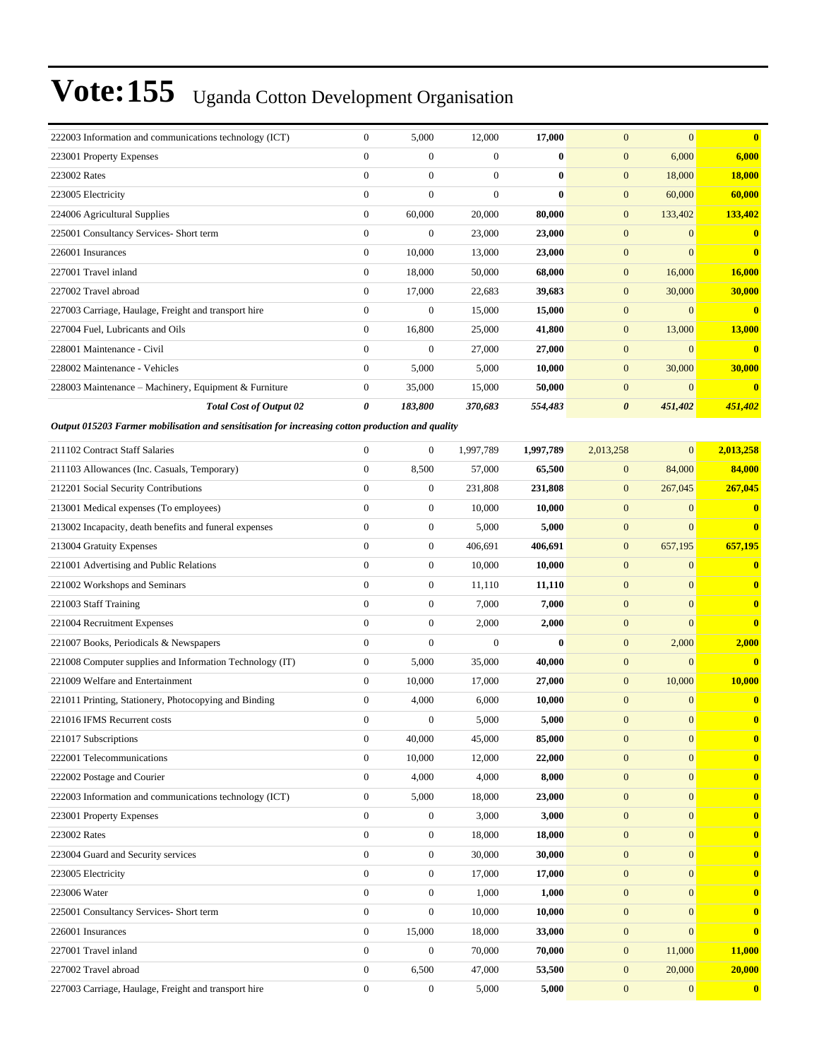# Vote:155 Uganda Cotton Development Organisation

| | | | | | | | |
|---|---|---|---|---|---|---|---|
| 222003 Information and communications technology (ICT) | 0 | 5,000 | 12,000 | **17,000** | 0 | 0 | **0** |
| 223001 Property Expenses | 0 | 0 | 0 | **0** | 0 | 6,000 | **6,000** |
| 223002 Rates | 0 | 0 | 0 | **0** | 0 | 18,000 | **18,000** |
| 223005 Electricity | 0 | 0 | 0 | **0** | 0 | 60,000 | **60,000** |
| 224006 Agricultural Supplies | 0 | 60,000 | 20,000 | **80,000** | 0 | 133,402 | **133,402** |
| 225001 Consultancy Services- Short term | 0 | 0 | 23,000 | **23,000** | 0 | 0 | **0** |
| 226001 Insurances | 0 | 10,000 | 13,000 | **23,000** | 0 | 0 | **0** |
| 227001 Travel inland | 0 | 18,000 | 50,000 | **68,000** | 0 | 16,000 | **16,000** |
| 227002 Travel abroad | 0 | 17,000 | 22,683 | **39,683** | 0 | 30,000 | **30,000** |
| 227003 Carriage, Haulage, Freight and transport hire | 0 | 0 | 15,000 | **15,000** | 0 | 0 | **0** |
| 227004 Fuel, Lubricants and Oils | 0 | 16,800 | 25,000 | **41,800** | 0 | 13,000 | **13,000** |
| 228001 Maintenance - Civil | 0 | 0 | 27,000 | **27,000** | 0 | 0 | **0** |
| 228002 Maintenance - Vehicles | 0 | 5,000 | 5,000 | **10,000** | 0 | 30,000 | **30,000** |
| 228003 Maintenance – Machinery, Equipment & Furniture | 0 | 35,000 | 15,000 | **50,000** | 0 | 0 | **0** |
| ***Total Cost of Output 02*** | ***0*** | ***183,800*** | ***370,683*** | ***554,483*** | ***0*** | ***451,402*** | ***451,402*** |

***Output 015203 Farmer mobilisation and sensitisation for increasing cotton production and quality***

| | | | | | | | |
|---|---|---|---|---|---|---|---|
| 211102 Contract Staff Salaries | 0 | 0 | 1,997,789 | **1,997,789** | 2,013,258 | 0 | **2,013,258** |
| 211103 Allowances (Inc. Casuals, Temporary) | 0 | 8,500 | 57,000 | **65,500** | 0 | 84,000 | **84,000** |
| 212201 Social Security Contributions | 0 | 0 | 231,808 | **231,808** | 0 | 267,045 | **267,045** |
| 213001 Medical expenses (To employees) | 0 | 0 | 10,000 | **10,000** | 0 | 0 | **0** |
| 213002 Incapacity, death benefits and funeral expenses | 0 | 0 | 5,000 | **5,000** | 0 | 0 | **0** |
| 213004 Gratuity Expenses | 0 | 0 | 406,691 | **406,691** | 0 | 657,195 | **657,195** |
| 221001 Advertising and Public Relations | 0 | 0 | 10,000 | **10,000** | 0 | 0 | **0** |
| 221002 Workshops and Seminars | 0 | 0 | 11,110 | **11,110** | 0 | 0 | **0** |
| 221003 Staff Training | 0 | 0 | 7,000 | **7,000** | 0 | 0 | **0** |
| 221004 Recruitment Expenses | 0 | 0 | 2,000 | **2,000** | 0 | 0 | **0** |
| 221007 Books, Periodicals & Newspapers | 0 | 0 | 0 | **0** | 0 | 2,000 | **2,000** |
| 221008 Computer supplies and Information Technology (IT) | 0 | 5,000 | 35,000 | **40,000** | 0 | 0 | **0** |
| 221009 Welfare and Entertainment | 0 | 10,000 | 17,000 | **27,000** | 0 | 10,000 | **10,000** |
| 221011 Printing, Stationery, Photocopying and Binding | 0 | 4,000 | 6,000 | **10,000** | 0 | 0 | **0** |
| 221016 IFMS Recurrent costs | 0 | 0 | 5,000 | **5,000** | 0 | 0 | **0** |
| 221017 Subscriptions | 0 | 40,000 | 45,000 | **85,000** | 0 | 0 | **0** |
| 222001 Telecommunications | 0 | 10,000 | 12,000 | **22,000** | 0 | 0 | **0** |
| 222002 Postage and Courier | 0 | 4,000 | 4,000 | **8,000** | 0 | 0 | **0** |
| 222003 Information and communications technology (ICT) | 0 | 5,000 | 18,000 | **23,000** | 0 | 0 | **0** |
| 223001 Property Expenses | 0 | 0 | 3,000 | **3,000** | 0 | 0 | **0** |
| 223002 Rates | 0 | 0 | 18,000 | **18,000** | 0 | 0 | **0** |
| 223004 Guard and Security services | 0 | 0 | 30,000 | **30,000** | 0 | 0 | **0** |
| 223005 Electricity | 0 | 0 | 17,000 | **17,000** | 0 | 0 | **0** |
| 223006 Water | 0 | 0 | 1,000 | **1,000** | 0 | 0 | **0** |
| 225001 Consultancy Services- Short term | 0 | 0 | 10,000 | **10,000** | 0 | 0 | **0** |
| 226001 Insurances | 0 | 15,000 | 18,000 | **33,000** | 0 | 0 | **0** |
| 227001 Travel inland | 0 | 0 | 70,000 | **70,000** | 0 | 11,000 | **11,000** |
| 227002 Travel abroad | 0 | 6,500 | 47,000 | **53,500** | 0 | 20,000 | **20,000** |
| 227003 Carriage, Haulage, Freight and transport hire | 0 | 0 | 5,000 | **5,000** | 0 | 0 | **0** |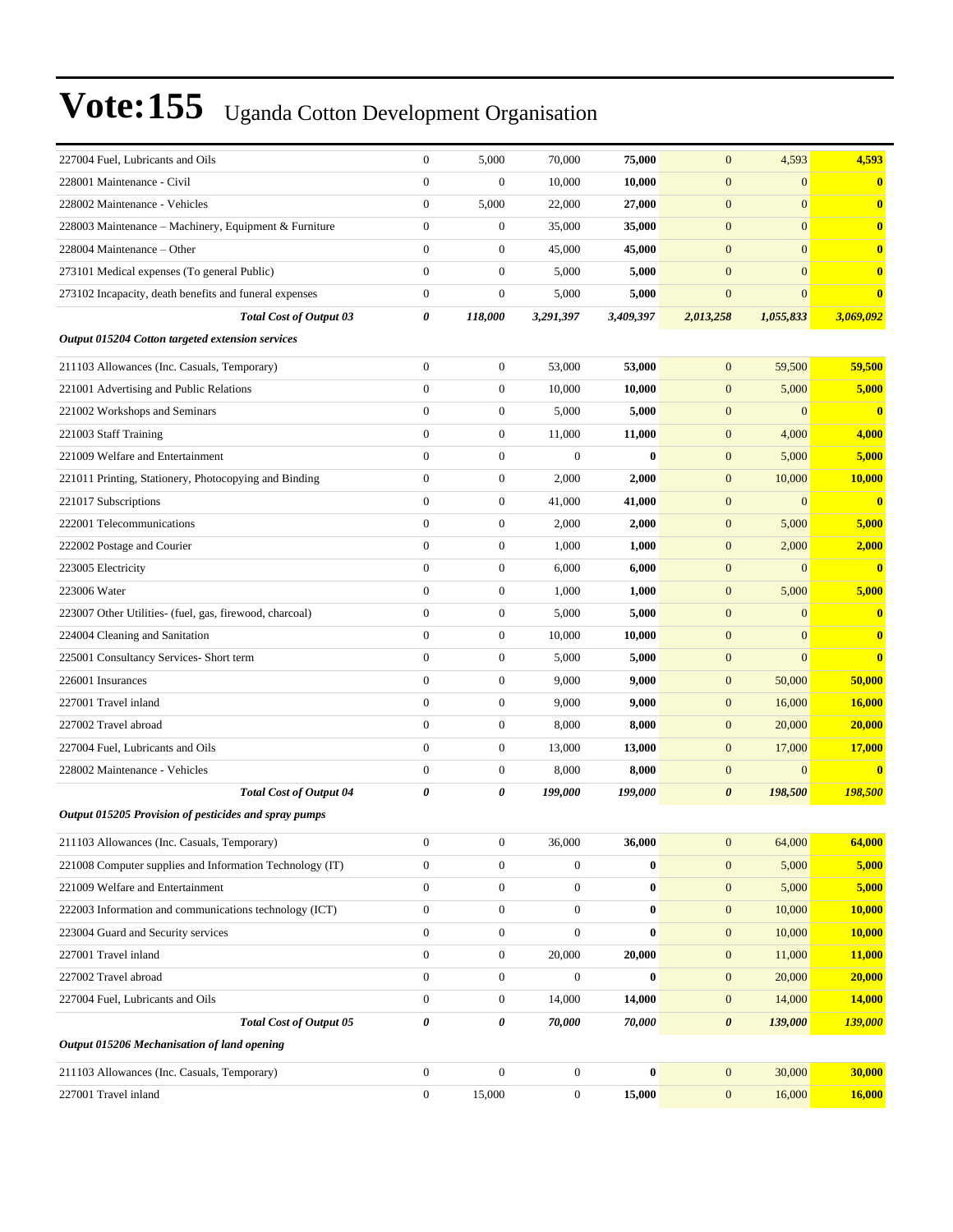# Vote:155 Uganda Cotton Development Organisation

| | | | | | | | |
|---|---|---|---|---|---|---|---|
| 227004 Fuel, Lubricants and Oils | 0 | 5,000 | 70,000 | **75,000** | 0 | 4,593 | **4,593** |
| 228001 Maintenance - Civil | 0 | 0 | 10,000 | **10,000** | 0 | 0 | **0** |
| 228002 Maintenance - Vehicles | 0 | 5,000 | 22,000 | **27,000** | 0 | 0 | **0** |
| 228003 Maintenance – Machinery, Equipment & Furniture | 0 | 0 | 35,000 | **35,000** | 0 | 0 | **0** |
| 228004 Maintenance – Other | 0 | 0 | 45,000 | **45,000** | 0 | 0 | **0** |
| 273101 Medical expenses (To general Public) | 0 | 0 | 5,000 | **5,000** | 0 | 0 | **0** |
| 273102 Incapacity, death benefits and funeral expenses | 0 | 0 | 5,000 | **5,000** | 0 | 0 | **0** |
| ***Total Cost of Output 03*** | ***0*** | ***118,000*** | ***3,291,397*** | ***3,409,397*** | ***2,013,258*** | ***1,055,833*** | ***3,069,092*** |
| ***Output 015204 Cotton targeted extension services*** | | | | | | | |
| 211103 Allowances (Inc. Casuals, Temporary) | 0 | 0 | 53,000 | **53,000** | 0 | 59,500 | **59,500** |
| 221001 Advertising and Public Relations | 0 | 0 | 10,000 | **10,000** | 0 | 5,000 | **5,000** |
| 221002 Workshops and Seminars | 0 | 0 | 5,000 | **5,000** | 0 | 0 | **0** |
| 221003 Staff Training | 0 | 0 | 11,000 | **11,000** | 0 | 4,000 | **4,000** |
| 221009 Welfare and Entertainment | 0 | 0 | 0 | **0** | 0 | 5,000 | **5,000** |
| 221011 Printing, Stationery, Photocopying and Binding | 0 | 0 | 2,000 | **2,000** | 0 | 10,000 | **10,000** |
| 221017 Subscriptions | 0 | 0 | 41,000 | **41,000** | 0 | 0 | **0** |
| 222001 Telecommunications | 0 | 0 | 2,000 | **2,000** | 0 | 5,000 | **5,000** |
| 222002 Postage and Courier | 0 | 0 | 1,000 | **1,000** | 0 | 2,000 | **2,000** |
| 223005 Electricity | 0 | 0 | 6,000 | **6,000** | 0 | 0 | **0** |
| 223006 Water | 0 | 0 | 1,000 | **1,000** | 0 | 5,000 | **5,000** |
| 223007 Other Utilities- (fuel, gas, firewood, charcoal) | 0 | 0 | 5,000 | **5,000** | 0 | 0 | **0** |
| 224004 Cleaning and Sanitation | 0 | 0 | 10,000 | **10,000** | 0 | 0 | **0** |
| 225001 Consultancy Services- Short term | 0 | 0 | 5,000 | **5,000** | 0 | 0 | **0** |
| 226001 Insurances | 0 | 0 | 9,000 | **9,000** | 0 | 50,000 | **50,000** |
| 227001 Travel inland | 0 | 0 | 9,000 | **9,000** | 0 | 16,000 | **16,000** |
| 227002 Travel abroad | 0 | 0 | 8,000 | **8,000** | 0 | 20,000 | **20,000** |
| 227004 Fuel, Lubricants and Oils | 0 | 0 | 13,000 | **13,000** | 0 | 17,000 | **17,000** |
| 228002 Maintenance - Vehicles | 0 | 0 | 8,000 | **8,000** | 0 | 0 | **0** |
| ***Total Cost of Output 04*** | ***0*** | ***0*** | ***199,000*** | ***199,000*** | ***0*** | ***198,500*** | ***198,500*** |
| ***Output 015205 Provision of pesticides and spray pumps*** | | | | | | | |
| 211103 Allowances (Inc. Casuals, Temporary) | 0 | 0 | 36,000 | **36,000** | 0 | 64,000 | **64,000** |
| 221008 Computer supplies and Information Technology (IT) | 0 | 0 | 0 | **0** | 0 | 5,000 | **5,000** |
| 221009 Welfare and Entertainment | 0 | 0 | 0 | **0** | 0 | 5,000 | **5,000** |
| 222003 Information and communications technology (ICT) | 0 | 0 | 0 | **0** | 0 | 10,000 | **10,000** |
| 223004 Guard and Security services | 0 | 0 | 0 | **0** | 0 | 10,000 | **10,000** |
| 227001 Travel inland | 0 | 0 | 20,000 | **20,000** | 0 | 11,000 | **11,000** |
| 227002 Travel abroad | 0 | 0 | 0 | **0** | 0 | 20,000 | **20,000** |
| 227004 Fuel, Lubricants and Oils | 0 | 0 | 14,000 | **14,000** | 0 | 14,000 | **14,000** |
| ***Total Cost of Output 05*** | ***0*** | ***0*** | ***70,000*** | ***70,000*** | ***0*** | ***139,000*** | ***139,000*** |
| ***Output 015206 Mechanisation of land opening*** | | | | | | | |
| 211103 Allowances (Inc. Casuals, Temporary) | 0 | 0 | 0 | **0** | 0 | 30,000 | **30,000** |
| 227001 Travel inland | 0 | 15,000 | 0 | **15,000** | 0 | 16,000 | **16,000** |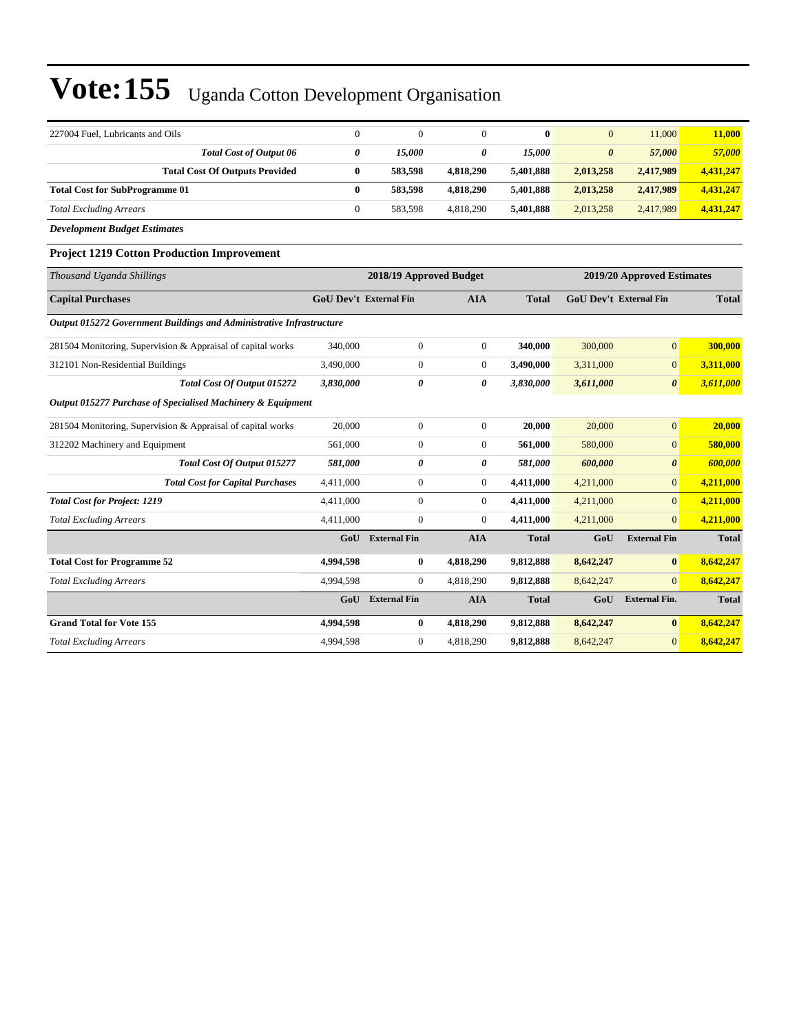# Vote:155 Uganda Cotton Development Organisation

| | | | | | | | |
|---|---|---|---|---|---|---|---|
| 227004 Fuel, Lubricants and Oils | 0 | 0 | 0 | **0** | 0 | 11,000 | **11,000** |
| ***Total Cost of Output 06*** | ***0*** | ***15,000*** | ***0*** | ***15,000*** | ***0*** | ***57,000*** | ***57,000*** |
| **Total Cost Of Outputs Provided** | **0** | **583,598** | **4,818,290** | **5,401,888** | **2,013,258** | **2,417,989** | **4,431,247** |
| **Total Cost for SubProgramme 01** | **0** | **583,598** | **4,818,290** | **5,401,888** | **2,013,258** | **2,417,989** | **4,431,247** |
| *Total Excluding Arrears* | 0 | 583,598 | 4,818,290 | **5,401,888** | 2,013,258 | 2,417,989 | **4,431,247** |

***Development Budget Estimates***

### Project 1219 Cotton Production Improvement

| *Thousand Uganda Shillings* | 2018/19 Approved Budget | | | | 2019/20 Approved Estimates | | |
|---|---|---|---|---|---|---|---|
| **Capital Purchases** | **GoU Dev't** | **External Fin** | **AIA** | **Total** | **GoU Dev't** | **External Fin** | **Total** |
| ***Output 015272 Government Buildings and Administrative Infrastructure*** | | | | | | | |
| 281504 Monitoring, Supervision & Appraisal of capital works | 340,000 | 0 | 0 | **340,000** | 300,000 | 0 | **300,000** |
| 312101 Non-Residential Buildings | 3,490,000 | 0 | 0 | **3,490,000** | 3,311,000 | 0 | **3,311,000** |
| ***Total Cost Of Output 015272*** | ***3,830,000*** | ***0*** | ***0*** | ***3,830,000*** | ***3,611,000*** | ***0*** | ***3,611,000*** |
| ***Output 015277 Purchase of Specialised Machinery & Equipment*** | | | | | | | |
| 281504 Monitoring, Supervision & Appraisal of capital works | 20,000 | 0 | 0 | **20,000** | 20,000 | 0 | **20,000** |
| 312202 Machinery and Equipment | 561,000 | 0 | 0 | **561,000** | 580,000 | 0 | **580,000** |
| ***Total Cost Of Output 015277*** | ***581,000*** | ***0*** | ***0*** | ***581,000*** | ***600,000*** | ***0*** | ***600,000*** |
| ***Total Cost for Capital Purchases*** | 4,411,000 | 0 | 0 | **4,411,000** | 4,211,000 | 0 | **4,211,000** |
| ***Total Cost for Project: 1219*** | 4,411,000 | 0 | 0 | **4,411,000** | 4,211,000 | 0 | **4,211,000** |
| *Total Excluding Arrears* | 4,411,000 | 0 | 0 | **4,411,000** | 4,211,000 | 0 | **4,211,000** |
| | **GoU** | **External Fin** | **AIA** | **Total** | **GoU** | **External Fin** | **Total** |
| **Total Cost for Programme 52** | **4,994,598** | **0** | **4,818,290** | **9,812,888** | **8,642,247** | **0** | **8,642,247** |
| *Total Excluding Arrears* | 4,994,598 | 0 | 4,818,290 | **9,812,888** | 8,642,247 | 0 | **8,642,247** |
| | **GoU** | **External Fin** | **AIA** | **Total** | **GoU** | **External Fin.** | **Total** |
| **Grand Total for Vote 155** | **4,994,598** | **0** | **4,818,290** | **9,812,888** | **8,642,247** | **0** | **8,642,247** |
| *Total Excluding Arrears* | 4,994,598 | 0 | 4,818,290 | **9,812,888** | 8,642,247 | 0 | **8,642,247** |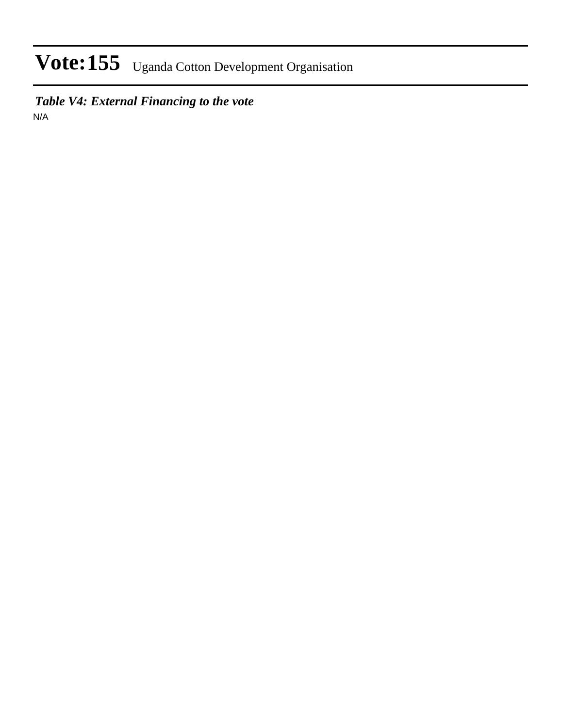# Vote:155 Uganda Cotton Development Organisation

***Table V4: External Financing to the vote***

N/A